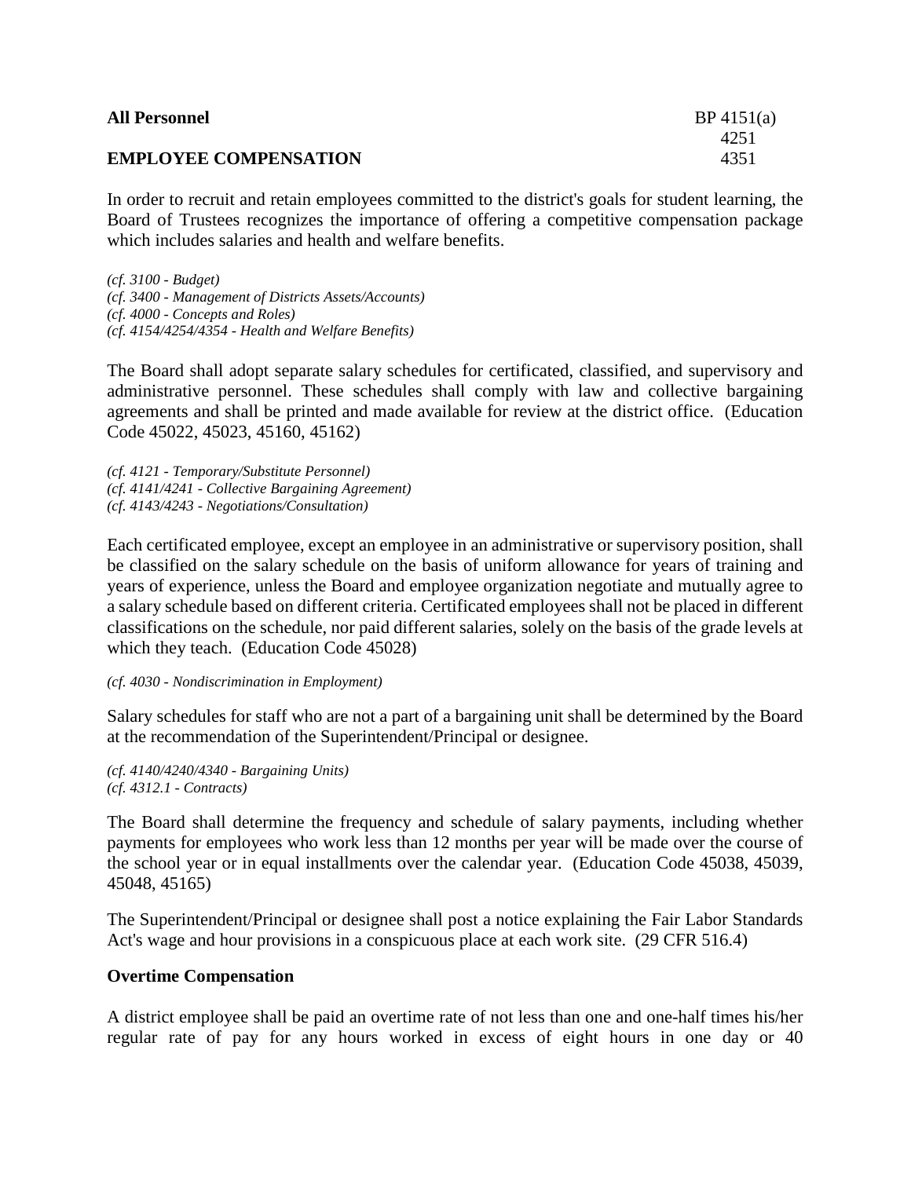**All Personnel** BP 4151(a)
4251
**EMPLOYEE COMPENSATION** 4351

In order to recruit and retain employees committed to the district's goals for student learning, the Board of Trustees recognizes the importance of offering a competitive compensation package which includes salaries and health and welfare benefits.

*(cf. 3100 - Budget)*
*(cf. 3400 - Management of Districts Assets/Accounts)*
*(cf. 4000 - Concepts and Roles)*
*(cf. 4154/4254/4354 - Health and Welfare Benefits)*

The Board shall adopt separate salary schedules for certificated, classified, and supervisory and administrative personnel. These schedules shall comply with law and collective bargaining agreements and shall be printed and made available for review at the district office. (Education Code 45022, 45023, 45160, 45162)

*(cf. 4121 - Temporary/Substitute Personnel)*
*(cf. 4141/4241 - Collective Bargaining Agreement)*
*(cf. 4143/4243 - Negotiations/Consultation)*

Each certificated employee, except an employee in an administrative or supervisory position, shall be classified on the salary schedule on the basis of uniform allowance for years of training and years of experience, unless the Board and employee organization negotiate and mutually agree to a salary schedule based on different criteria. Certificated employees shall not be placed in different classifications on the schedule, nor paid different salaries, solely on the basis of the grade levels at which they teach. (Education Code 45028)

*(cf. 4030 - Nondiscrimination in Employment)*

Salary schedules for staff who are not a part of a bargaining unit shall be determined by the Board at the recommendation of the Superintendent/Principal or designee.

*(cf. 4140/4240/4340 - Bargaining Units)*
*(cf. 4312.1 - Contracts)*

The Board shall determine the frequency and schedule of salary payments, including whether payments for employees who work less than 12 months per year will be made over the course of the school year or in equal installments over the calendar year. (Education Code 45038, 45039, 45048, 45165)

The Superintendent/Principal or designee shall post a notice explaining the Fair Labor Standards Act's wage and hour provisions in a conspicuous place at each work site. (29 CFR 516.4)

**Overtime Compensation**

A district employee shall be paid an overtime rate of not less than one and one-half times his/her regular rate of pay for any hours worked in excess of eight hours in one day or 40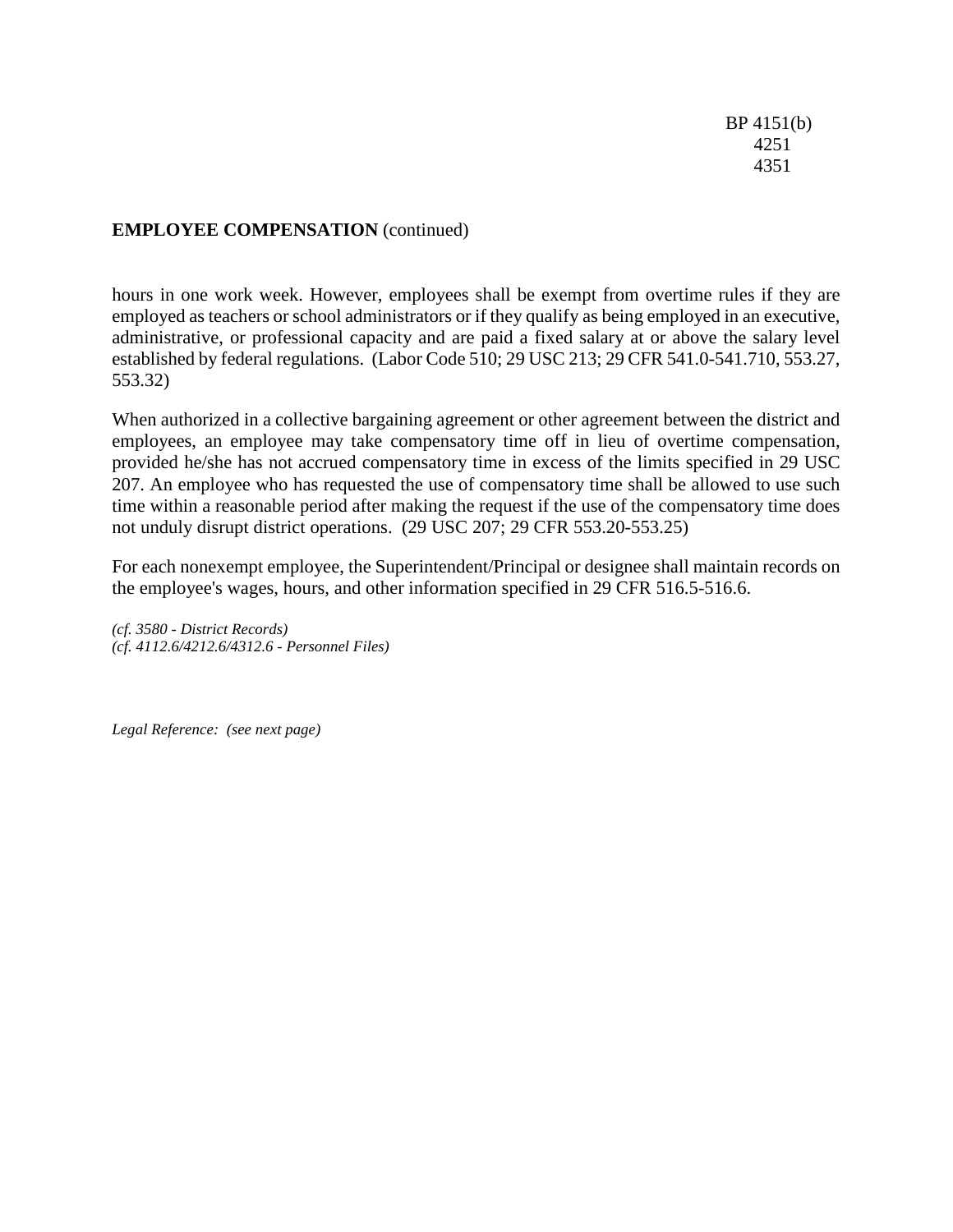**EMPLOYEE COMPENSATION** (continued)

hours in one work week. However, employees shall be exempt from overtime rules if they are employed as teachers or school administrators or if they qualify as being employed in an executive, administrative, or professional capacity and are paid a fixed salary at or above the salary level established by federal regulations. (Labor Code 510; 29 USC 213; 29 CFR 541.0-541.710, 553.27, 553.32)

When authorized in a collective bargaining agreement or other agreement between the district and employees, an employee may take compensatory time off in lieu of overtime compensation, provided he/she has not accrued compensatory time in excess of the limits specified in 29 USC 207. An employee who has requested the use of compensatory time shall be allowed to use such time within a reasonable period after making the request if the use of the compensatory time does not unduly disrupt district operations. (29 USC 207; 29 CFR 553.20-553.25)

For each nonexempt employee, the Superintendent/Principal or designee shall maintain records on the employee's wages, hours, and other information specified in 29 CFR 516.5-516.6.

*(cf. 3580 - District Records)*
*(cf. 4112.6/4212.6/4312.6 - Personnel Files)*

*Legal Reference: (see next page)*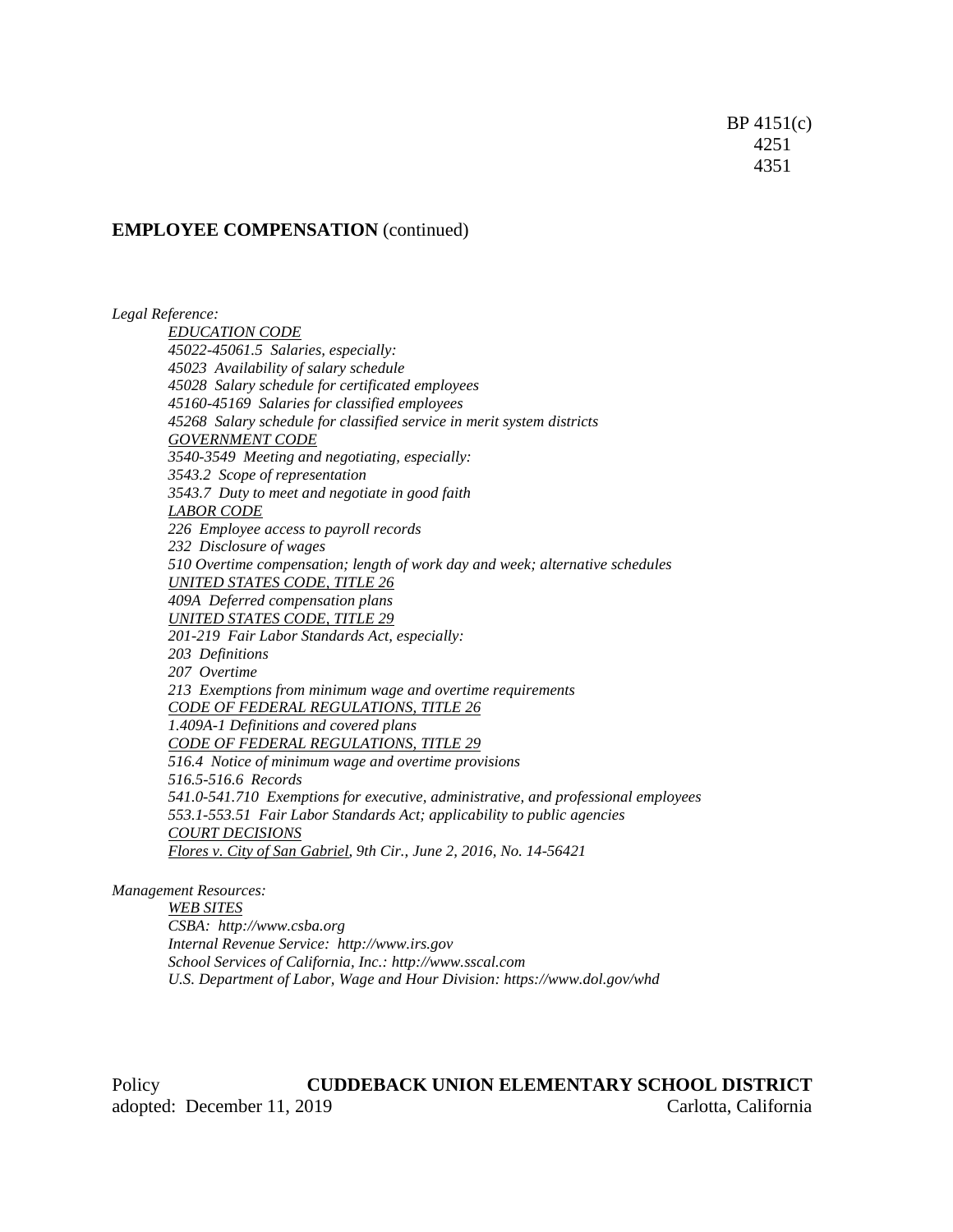BP 4151(c)
4251
4351

**EMPLOYEE COMPENSATION** (continued)

*Legal Reference:*

*EDUCATION CODE*
*45022-45061.5 Salaries, especially:*
*45023 Availability of salary schedule*
*45028 Salary schedule for certificated employees*
*45160-45169 Salaries for classified employees*
*45268 Salary schedule for classified service in merit system districts*
*GOVERNMENT CODE*
*3540-3549 Meeting and negotiating, especially:*
*3543.2 Scope of representation*
*3543.7 Duty to meet and negotiate in good faith*
*LABOR CODE*
*226 Employee access to payroll records*
*232 Disclosure of wages*
*510 Overtime compensation; length of work day and week; alternative schedules*
*UNITED STATES CODE, TITLE 26*
*409A Deferred compensation plans*
*UNITED STATES CODE, TITLE 29*
*201-219 Fair Labor Standards Act, especially:*
*203 Definitions*
*207 Overtime*
*213 Exemptions from minimum wage and overtime requirements*
*CODE OF FEDERAL REGULATIONS, TITLE 26*
*1.409A-1 Definitions and covered plans*
*CODE OF FEDERAL REGULATIONS, TITLE 29*
*516.4 Notice of minimum wage and overtime provisions*
*516.5-516.6 Records*
*541.0-541.710 Exemptions for executive, administrative, and professional employees*
*553.1-553.51 Fair Labor Standards Act; applicability to public agencies*
*COURT DECISIONS*
*Flores v. City of San Gabriel, 9th Cir., June 2, 2016, No. 14-56421*

*Management Resources:*

*WEB SITES*
*CSBA: http://www.csba.org*
*Internal Revenue Service: http://www.irs.gov*
*School Services of California, Inc.: http://www.sscal.com*
*U.S. Department of Labor, Wage and Hour Division: https://www.dol.gov/whd*

Policy **CUDDEBACK UNION ELEMENTARY SCHOOL DISTRICT**
adopted: December 11, 2019 Carlotta, California